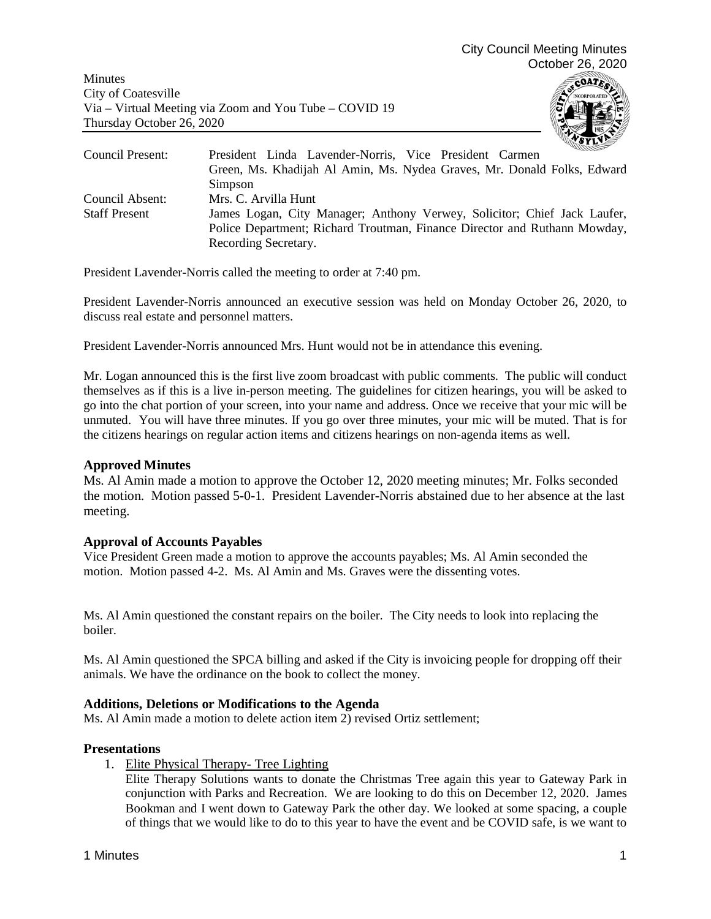Minutes
City of Coatesville
Via – Virtual Meeting via Zoom and You Tube – COVID 19
Thursday October 26, 2020

| | |
|---|---|
| Council Present: | President Linda Lavender-Norris, Vice President Carmen Green, Ms. Khadijah Al Amin, Ms. Nydea Graves, Mr. Donald Folks, Edward Simpson |
| Council Absent: | Mrs. C. Arvilla Hunt |
| Staff Present | James Logan, City Manager; Anthony Verwey, Solicitor; Chief Jack Laufer, Police Department; Richard Troutman, Finance Director and Ruthann Mowday, Recording Secretary. |

President Lavender-Norris called the meeting to order at 7:40 pm.

President Lavender-Norris announced an executive session was held on Monday October 26, 2020, to discuss real estate and personnel matters.

President Lavender-Norris announced Mrs. Hunt would not be in attendance this evening.

Mr. Logan announced this is the first live zoom broadcast with public comments. The public will conduct themselves as if this is a live in-person meeting. The guidelines for citizen hearings, you will be asked to go into the chat portion of your screen, into your name and address. Once we receive that your mic will be unmuted. You will have three minutes. If you go over three minutes, your mic will be muted. That is for the citizens hearings on regular action items and citizens hearings on non-agenda items as well.

**Approved Minutes**

Ms. Al Amin made a motion to approve the October 12, 2020 meeting minutes; Mr. Folks seconded the motion. Motion passed 5-0-1. President Lavender-Norris abstained due to her absence at the last meeting.

**Approval of Accounts Payables**

Vice President Green made a motion to approve the accounts payables; Ms. Al Amin seconded the motion. Motion passed 4-2. Ms. Al Amin and Ms. Graves were the dissenting votes.

Ms. Al Amin questioned the constant repairs on the boiler. The City needs to look into replacing the boiler.

Ms. Al Amin questioned the SPCA billing and asked if the City is invoicing people for dropping off their animals. We have the ordinance on the book to collect the money.

**Additions, Deletions or Modifications to the Agenda**

Ms. Al Amin made a motion to delete action item 2) revised Ortiz settlement;

**Presentations**

1. Elite Physical Therapy- Tree Lighting
   Elite Therapy Solutions wants to donate the Christmas Tree again this year to Gateway Park in conjunction with Parks and Recreation. We are looking to do this on December 12, 2020. James Bookman and I went down to Gateway Park the other day. We looked at some spacing, a couple of things that we would like to do to this year to have the event and be COVID safe, is we want to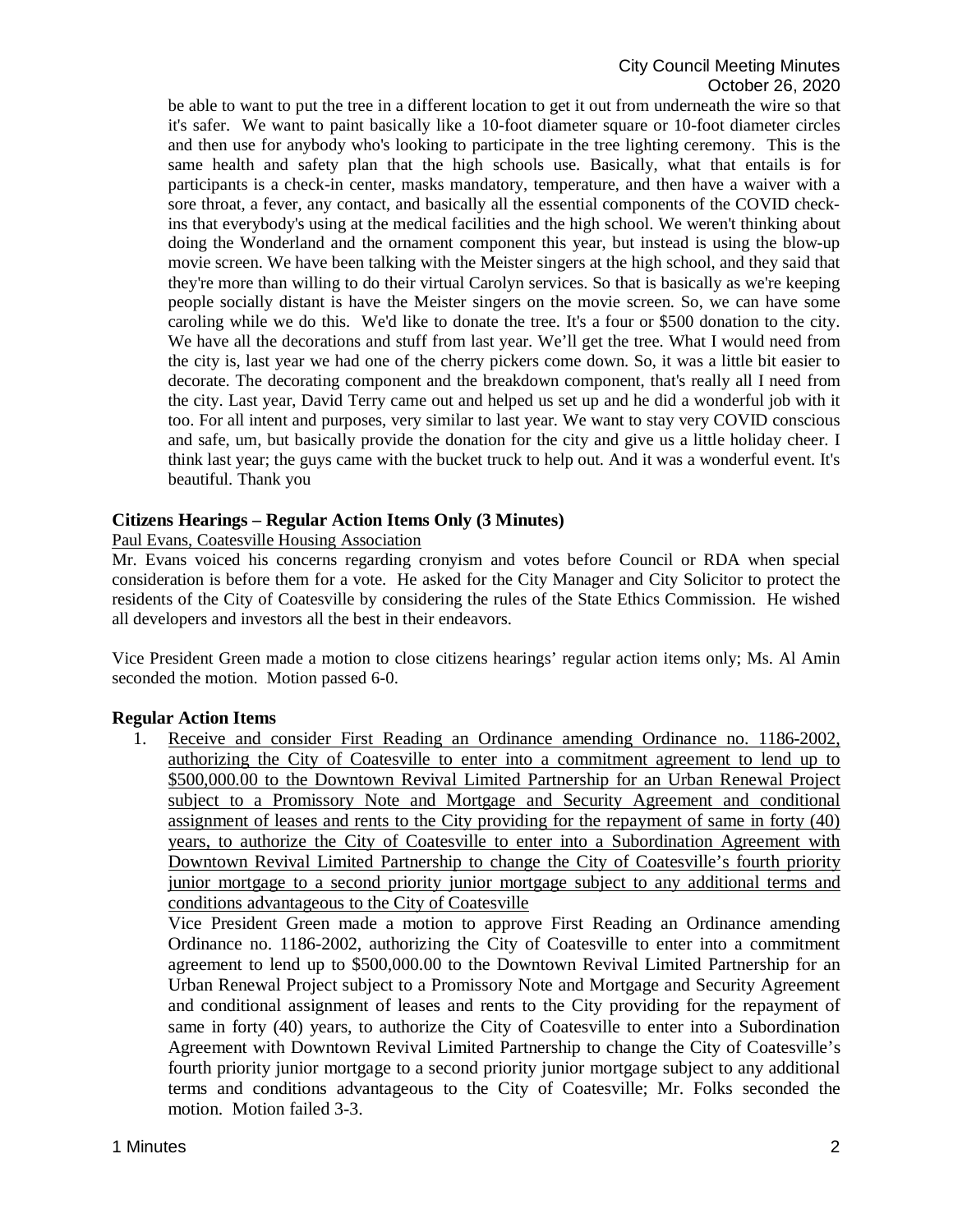be able to want to put the tree in a different location to get it out from underneath the wire so that it's safer. We want to paint basically like a 10-foot diameter square or 10-foot diameter circles and then use for anybody who's looking to participate in the tree lighting ceremony. This is the same health and safety plan that the high schools use. Basically, what that entails is for participants is a check-in center, masks mandatory, temperature, and then have a waiver with a sore throat, a fever, any contact, and basically all the essential components of the COVID check-ins that everybody's using at the medical facilities and the high school. We weren't thinking about doing the Wonderland and the ornament component this year, but instead is using the blow-up movie screen. We have been talking with the Meister singers at the high school, and they said that they're more than willing to do their virtual Carolyn services. So that is basically as we're keeping people socially distant is have the Meister singers on the movie screen. So, we can have some caroling while we do this. We'd like to donate the tree. It's a four or $500 donation to the city. We have all the decorations and stuff from last year. We'll get the tree. What I would need from the city is, last year we had one of the cherry pickers come down. So, it was a little bit easier to decorate. The decorating component and the breakdown component, that's really all I need from the city. Last year, David Terry came out and helped us set up and he did a wonderful job with it too. For all intent and purposes, very similar to last year. We want to stay very COVID conscious and safe, um, but basically provide the donation for the city and give us a little holiday cheer. I think last year; the guys came with the bucket truck to help out. And it was a wonderful event. It's beautiful. Thank you

**Citizens Hearings – Regular Action Items Only (3 Minutes)**

Paul Evans, Coatesville Housing Association

Mr. Evans voiced his concerns regarding cronyism and votes before Council or RDA when special consideration is before them for a vote. He asked for the City Manager and City Solicitor to protect the residents of the City of Coatesville by considering the rules of the State Ethics Commission. He wished all developers and investors all the best in their endeavors.

Vice President Green made a motion to close citizens hearings' regular action items only; Ms. Al Amin seconded the motion. Motion passed 6-0.

**Regular Action Items**

1. Receive and consider First Reading an Ordinance amending Ordinance no. 1186-2002, authorizing the City of Coatesville to enter into a commitment agreement to lend up to $500,000.00 to the Downtown Revival Limited Partnership for an Urban Renewal Project subject to a Promissory Note and Mortgage and Security Agreement and conditional assignment of leases and rents to the City providing for the repayment of same in forty (40) years, to authorize the City of Coatesville to enter into a Subordination Agreement with Downtown Revival Limited Partnership to change the City of Coatesville's fourth priority junior mortgage to a second priority junior mortgage subject to any additional terms and conditions advantageous to the City of Coatesville

   Vice President Green made a motion to approve First Reading an Ordinance amending Ordinance no. 1186-2002, authorizing the City of Coatesville to enter into a commitment agreement to lend up to $500,000.00 to the Downtown Revival Limited Partnership for an Urban Renewal Project subject to a Promissory Note and Mortgage and Security Agreement and conditional assignment of leases and rents to the City providing for the repayment of same in forty (40) years, to authorize the City of Coatesville to enter into a Subordination Agreement with Downtown Revival Limited Partnership to change the City of Coatesville's fourth priority junior mortgage to a second priority junior mortgage subject to any additional terms and conditions advantageous to the City of Coatesville; Mr. Folks seconded the motion. Motion failed 3-3.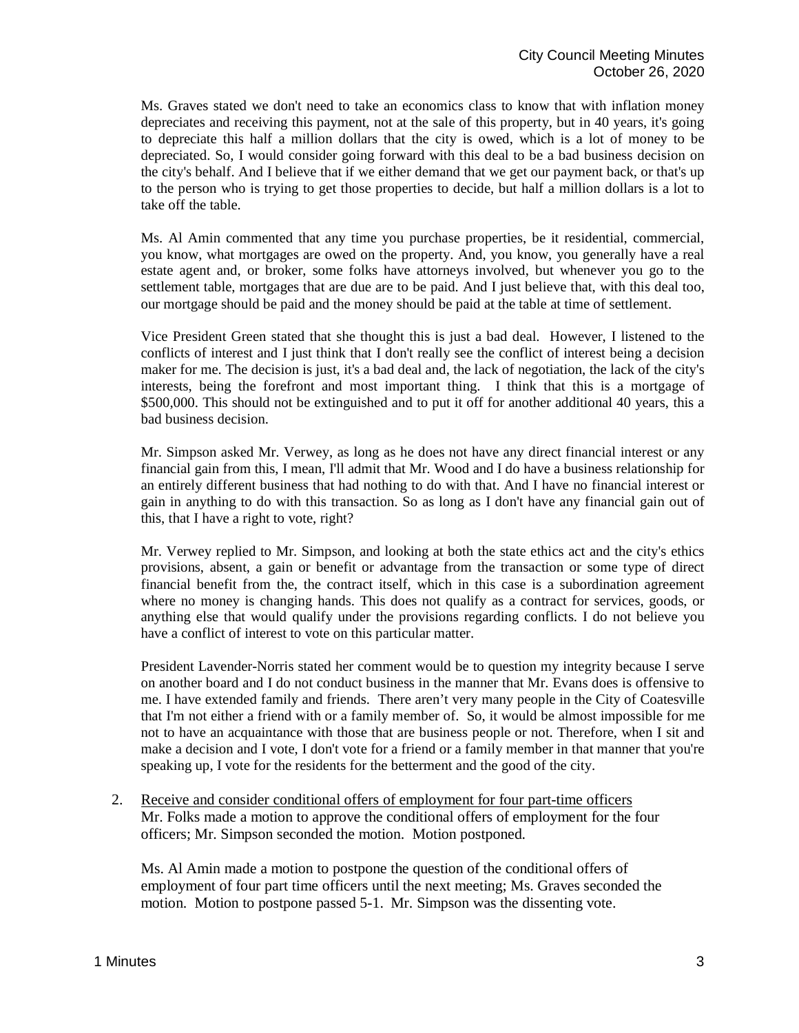Ms. Graves stated we don't need to take an economics class to know that with inflation money depreciates and receiving this payment, not at the sale of this property, but in 40 years, it's going to depreciate this half a million dollars that the city is owed, which is a lot of money to be depreciated. So, I would consider going forward with this deal to be a bad business decision on the city's behalf. And I believe that if we either demand that we get our payment back, or that's up to the person who is trying to get those properties to decide, but half a million dollars is a lot to take off the table.

Ms. Al Amin commented that any time you purchase properties, be it residential, commercial, you know, what mortgages are owed on the property. And, you know, you generally have a real estate agent and, or broker, some folks have attorneys involved, but whenever you go to the settlement table, mortgages that are due are to be paid. And I just believe that, with this deal too, our mortgage should be paid and the money should be paid at the table at time of settlement.

Vice President Green stated that she thought this is just a bad deal. However, I listened to the conflicts of interest and I just think that I don't really see the conflict of interest being a decision maker for me. The decision is just, it's a bad deal and, the lack of negotiation, the lack of the city's interests, being the forefront and most important thing. I think that this is a mortgage of $500,000. This should not be extinguished and to put it off for another additional 40 years, this a bad business decision.

Mr. Simpson asked Mr. Verwey, as long as he does not have any direct financial interest or any financial gain from this, I mean, I'll admit that Mr. Wood and I do have a business relationship for an entirely different business that had nothing to do with that. And I have no financial interest or gain in anything to do with this transaction. So as long as I don't have any financial gain out of this, that I have a right to vote, right?

Mr. Verwey replied to Mr. Simpson, and looking at both the state ethics act and the city's ethics provisions, absent, a gain or benefit or advantage from the transaction or some type of direct financial benefit from the, the contract itself, which in this case is a subordination agreement where no money is changing hands. This does not qualify as a contract for services, goods, or anything else that would qualify under the provisions regarding conflicts. I do not believe you have a conflict of interest to vote on this particular matter.

President Lavender-Norris stated her comment would be to question my integrity because I serve on another board and I do not conduct business in the manner that Mr. Evans does is offensive to me. I have extended family and friends. There aren't very many people in the City of Coatesville that I'm not either a friend with or a family member of. So, it would be almost impossible for me not to have an acquaintance with those that are business people or not. Therefore, when I sit and make a decision and I vote, I don't vote for a friend or a family member in that manner that you're speaking up, I vote for the residents for the betterment and the good of the city.

2. Receive and consider conditional offers of employment for four part-time officers
   Mr. Folks made a motion to approve the conditional offers of employment for the four officers; Mr. Simpson seconded the motion. Motion postponed.

   Ms. Al Amin made a motion to postpone the question of the conditional offers of employment of four part time officers until the next meeting; Ms. Graves seconded the motion. Motion to postpone passed 5-1. Mr. Simpson was the dissenting vote.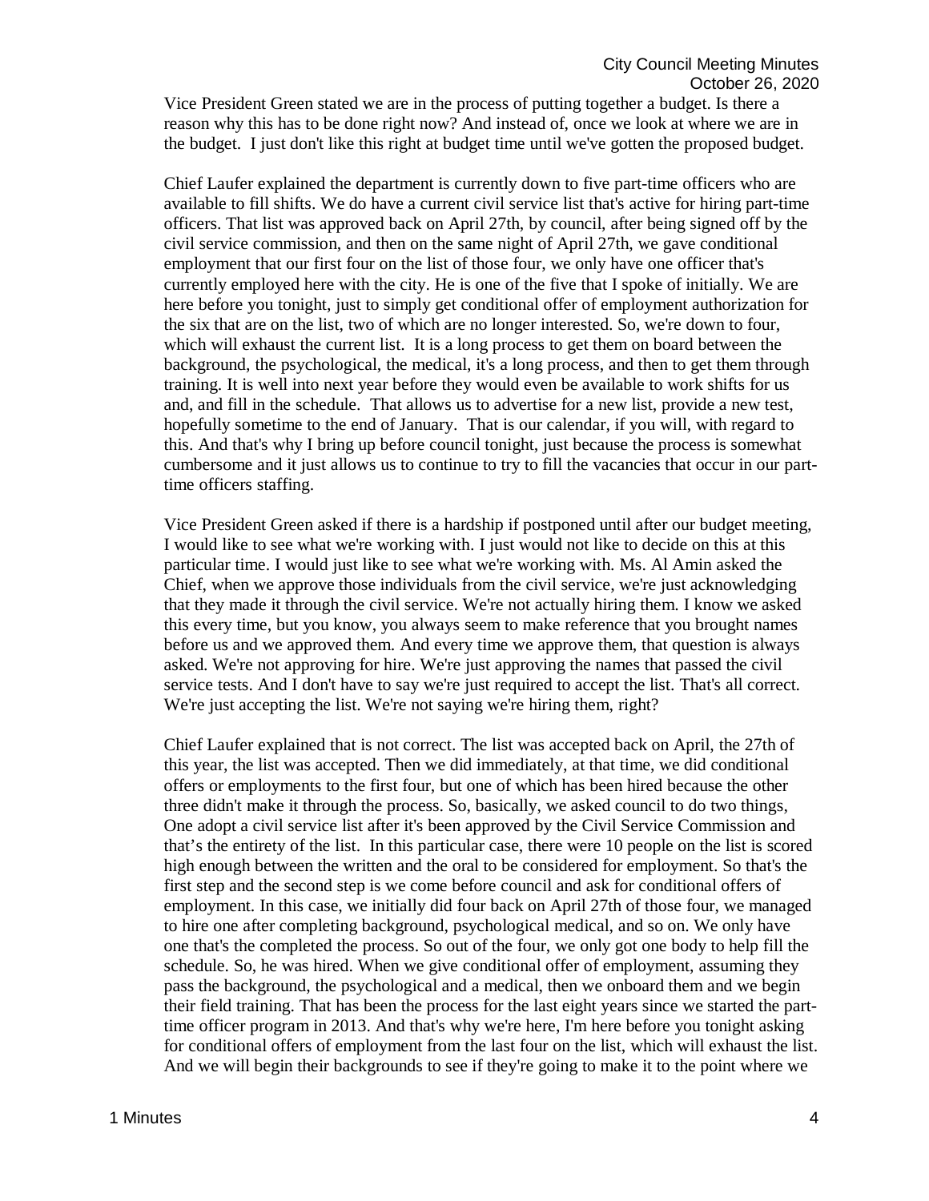Vice President Green stated we are in the process of putting together a budget. Is there a reason why this has to be done right now? And instead of, once we look at where we are in the budget. I just don't like this right at budget time until we've gotten the proposed budget.

Chief Laufer explained the department is currently down to five part-time officers who are available to fill shifts. We do have a current civil service list that's active for hiring part-time officers. That list was approved back on April 27th, by council, after being signed off by the civil service commission, and then on the same night of April 27th, we gave conditional employment that our first four on the list of those four, we only have one officer that's currently employed here with the city. He is one of the five that I spoke of initially. We are here before you tonight, just to simply get conditional offer of employment authorization for the six that are on the list, two of which are no longer interested. So, we're down to four, which will exhaust the current list. It is a long process to get them on board between the background, the psychological, the medical, it's a long process, and then to get them through training. It is well into next year before they would even be available to work shifts for us and, and fill in the schedule. That allows us to advertise for a new list, provide a new test, hopefully sometime to the end of January. That is our calendar, if you will, with regard to this. And that's why I bring up before council tonight, just because the process is somewhat cumbersome and it just allows us to continue to try to fill the vacancies that occur in our part-time officers staffing.

Vice President Green asked if there is a hardship if postponed until after our budget meeting, I would like to see what we're working with. I just would not like to decide on this at this particular time. I would just like to see what we're working with. Ms. Al Amin asked the Chief, when we approve those individuals from the civil service, we're just acknowledging that they made it through the civil service. We're not actually hiring them. I know we asked this every time, but you know, you always seem to make reference that you brought names before us and we approved them. And every time we approve them, that question is always asked. We're not approving for hire. We're just approving the names that passed the civil service tests. And I don't have to say we're just required to accept the list. That's all correct. We're just accepting the list. We're not saying we're hiring them, right?

Chief Laufer explained that is not correct. The list was accepted back on April, the 27th of this year, the list was accepted. Then we did immediately, at that time, we did conditional offers or employments to the first four, but one of which has been hired because the other three didn't make it through the process. So, basically, we asked council to do two things, One adopt a civil service list after it's been approved by the Civil Service Commission and that's the entirety of the list. In this particular case, there were 10 people on the list is scored high enough between the written and the oral to be considered for employment. So that's the first step and the second step is we come before council and ask for conditional offers of employment. In this case, we initially did four back on April 27th of those four, we managed to hire one after completing background, psychological medical, and so on. We only have one that's the completed the process. So out of the four, we only got one body to help fill the schedule. So, he was hired. When we give conditional offer of employment, assuming they pass the background, the psychological and a medical, then we onboard them and we begin their field training. That has been the process for the last eight years since we started the part-time officer program in 2013. And that's why we're here, I'm here before you tonight asking for conditional offers of employment from the last four on the list, which will exhaust the list. And we will begin their backgrounds to see if they're going to make it to the point where we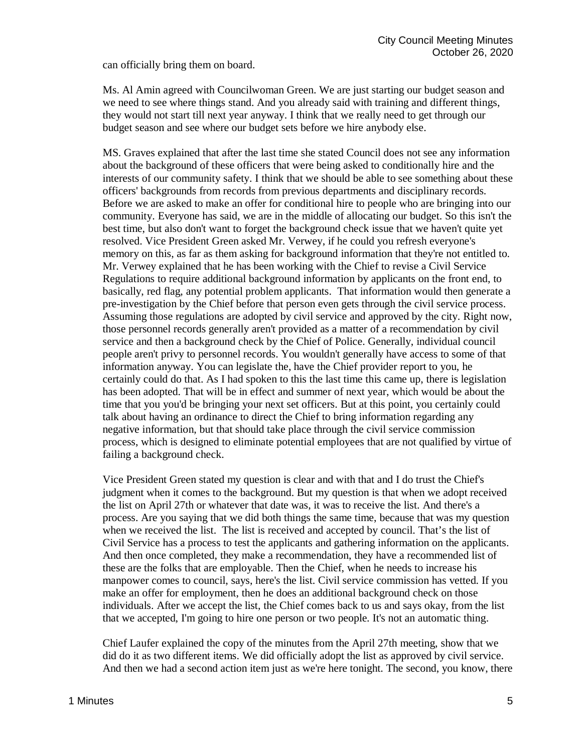can officially bring them on board.

Ms. Al Amin agreed with Councilwoman Green. We are just starting our budget season and we need to see where things stand. And you already said with training and different things, they would not start till next year anyway. I think that we really need to get through our budget season and see where our budget sets before we hire anybody else.

MS. Graves explained that after the last time she stated Council does not see any information about the background of these officers that were being asked to conditionally hire and the interests of our community safety. I think that we should be able to see something about these officers' backgrounds from records from previous departments and disciplinary records. Before we are asked to make an offer for conditional hire to people who are bringing into our community. Everyone has said, we are in the middle of allocating our budget. So this isn't the best time, but also don't want to forget the background check issue that we haven't quite yet resolved. Vice President Green asked Mr. Verwey, if he could you refresh everyone's memory on this, as far as them asking for background information that they're not entitled to. Mr. Verwey explained that he has been working with the Chief to revise a Civil Service Regulations to require additional background information by applicants on the front end, to basically, red flag, any potential problem applicants. That information would then generate a pre-investigation by the Chief before that person even gets through the civil service process. Assuming those regulations are adopted by civil service and approved by the city. Right now, those personnel records generally aren't provided as a matter of a recommendation by civil service and then a background check by the Chief of Police. Generally, individual council people aren't privy to personnel records. You wouldn't generally have access to some of that information anyway. You can legislate the, have the Chief provider report to you, he certainly could do that. As I had spoken to this the last time this came up, there is legislation has been adopted. That will be in effect and summer of next year, which would be about the time that you you'd be bringing your next set officers. But at this point, you certainly could talk about having an ordinance to direct the Chief to bring information regarding any negative information, but that should take place through the civil service commission process, which is designed to eliminate potential employees that are not qualified by virtue of failing a background check.

Vice President Green stated my question is clear and with that and I do trust the Chief's judgment when it comes to the background. But my question is that when we adopt received the list on April 27th or whatever that date was, it was to receive the list. And there's a process. Are you saying that we did both things the same time, because that was my question when we received the list. The list is received and accepted by council. That's the list of Civil Service has a process to test the applicants and gathering information on the applicants. And then once completed, they make a recommendation, they have a recommended list of these are the folks that are employable. Then the Chief, when he needs to increase his manpower comes to council, says, here's the list. Civil service commission has vetted. If you make an offer for employment, then he does an additional background check on those individuals. After we accept the list, the Chief comes back to us and says okay, from the list that we accepted, I'm going to hire one person or two people. It's not an automatic thing.

Chief Laufer explained the copy of the minutes from the April 27th meeting, show that we did do it as two different items. We did officially adopt the list as approved by civil service. And then we had a second action item just as we're here tonight. The second, you know, there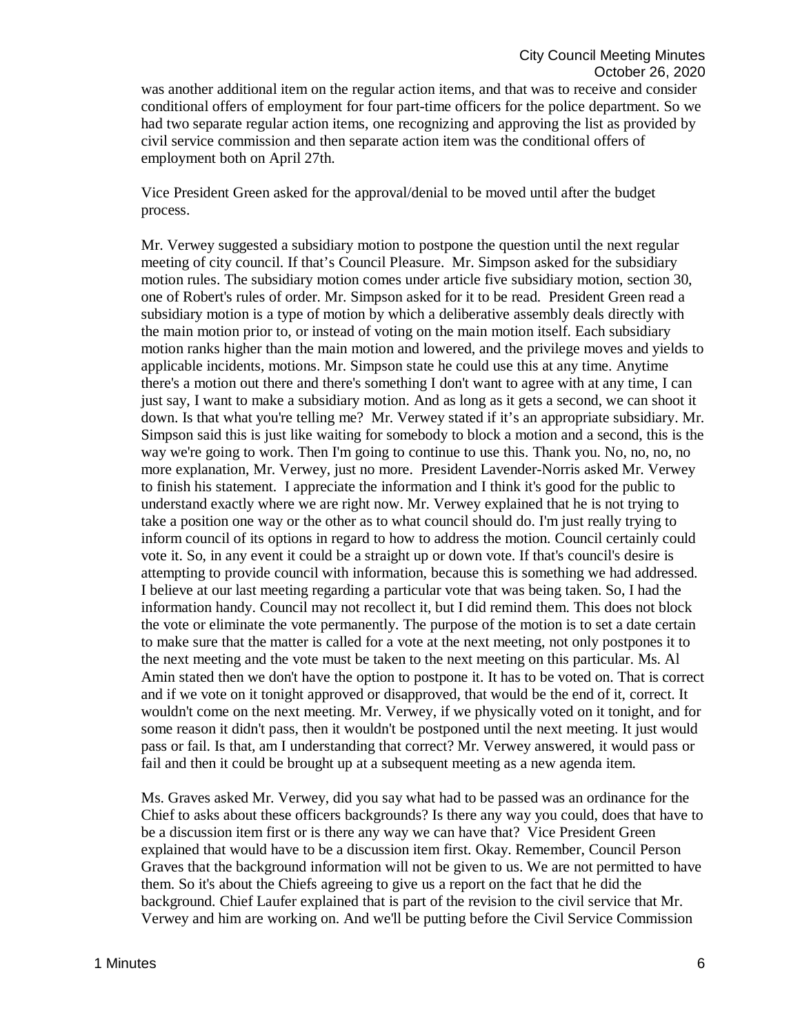was another additional item on the regular action items, and that was to receive and consider conditional offers of employment for four part-time officers for the police department. So we had two separate regular action items, one recognizing and approving the list as provided by civil service commission and then separate action item was the conditional offers of employment both on April 27th.

Vice President Green asked for the approval/denial to be moved until after the budget process.

Mr. Verwey suggested a subsidiary motion to postpone the question until the next regular meeting of city council. If that's Council Pleasure. Mr. Simpson asked for the subsidiary motion rules. The subsidiary motion comes under article five subsidiary motion, section 30, one of Robert's rules of order. Mr. Simpson asked for it to be read. President Green read a subsidiary motion is a type of motion by which a deliberative assembly deals directly with the main motion prior to, or instead of voting on the main motion itself. Each subsidiary motion ranks higher than the main motion and lowered, and the privilege moves and yields to applicable incidents, motions. Mr. Simpson state he could use this at any time. Anytime there's a motion out there and there's something I don't want to agree with at any time, I can just say, I want to make a subsidiary motion. And as long as it gets a second, we can shoot it down. Is that what you're telling me? Mr. Verwey stated if it's an appropriate subsidiary. Mr. Simpson said this is just like waiting for somebody to block a motion and a second, this is the way we're going to work. Then I'm going to continue to use this. Thank you. No, no, no, no more explanation, Mr. Verwey, just no more. President Lavender-Norris asked Mr. Verwey to finish his statement. I appreciate the information and I think it's good for the public to understand exactly where we are right now. Mr. Verwey explained that he is not trying to take a position one way or the other as to what council should do. I'm just really trying to inform council of its options in regard to how to address the motion. Council certainly could vote it. So, in any event it could be a straight up or down vote. If that's council's desire is attempting to provide council with information, because this is something we had addressed. I believe at our last meeting regarding a particular vote that was being taken. So, I had the information handy. Council may not recollect it, but I did remind them. This does not block the vote or eliminate the vote permanently. The purpose of the motion is to set a date certain to make sure that the matter is called for a vote at the next meeting, not only postpones it to the next meeting and the vote must be taken to the next meeting on this particular. Ms. Al Amin stated then we don't have the option to postpone it. It has to be voted on. That is correct and if we vote on it tonight approved or disapproved, that would be the end of it, correct. It wouldn't come on the next meeting. Mr. Verwey, if we physically voted on it tonight, and for some reason it didn't pass, then it wouldn't be postponed until the next meeting. It just would pass or fail. Is that, am I understanding that correct? Mr. Verwey answered, it would pass or fail and then it could be brought up at a subsequent meeting as a new agenda item.

Ms. Graves asked Mr. Verwey, did you say what had to be passed was an ordinance for the Chief to asks about these officers backgrounds? Is there any way you could, does that have to be a discussion item first or is there any way we can have that? Vice President Green explained that would have to be a discussion item first. Okay. Remember, Council Person Graves that the background information will not be given to us. We are not permitted to have them. So it's about the Chiefs agreeing to give us a report on the fact that he did the background. Chief Laufer explained that is part of the revision to the civil service that Mr. Verwey and him are working on. And we'll be putting before the Civil Service Commission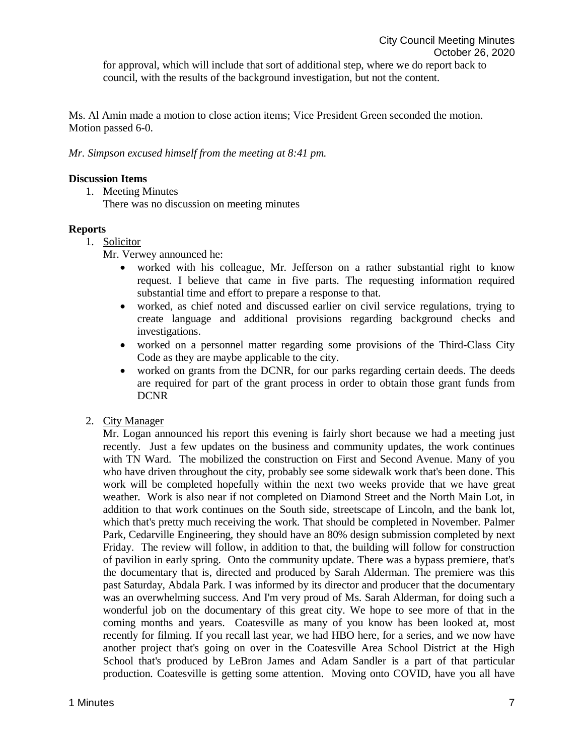for approval, which will include that sort of additional step, where we do report back to council, with the results of the background investigation, but not the content.

Ms. Al Amin made a motion to close action items; Vice President Green seconded the motion. Motion passed 6-0.

*Mr. Simpson excused himself from the meeting at 8:41 pm.*

**Discussion Items**

1. Meeting Minutes
   There was no discussion on meeting minutes

**Reports**

1. Solicitor
   Mr. Verwey announced he:
   - worked with his colleague, Mr. Jefferson on a rather substantial right to know request. I believe that came in five parts. The requesting information required substantial time and effort to prepare a response to that.
   - worked, as chief noted and discussed earlier on civil service regulations, trying to create language and additional provisions regarding background checks and investigations.
   - worked on a personnel matter regarding some provisions of the Third-Class City Code as they are maybe applicable to the city.
   - worked on grants from the DCNR, for our parks regarding certain deeds. The deeds are required for part of the grant process in order to obtain those grant funds from DCNR

2. City Manager
   Mr. Logan announced his report this evening is fairly short because we had a meeting just recently. Just a few updates on the business and community updates, the work continues with TN Ward. The mobilized the construction on First and Second Avenue. Many of you who have driven throughout the city, probably see some sidewalk work that's been done. This work will be completed hopefully within the next two weeks provide that we have great weather. Work is also near if not completed on Diamond Street and the North Main Lot, in addition to that work continues on the South side, streetscape of Lincoln, and the bank lot, which that's pretty much receiving the work. That should be completed in November. Palmer Park, Cedarville Engineering, they should have an 80% design submission completed by next Friday. The review will follow, in addition to that, the building will follow for construction of pavilion in early spring. Onto the community update. There was a bypass premiere, that's the documentary that is, directed and produced by Sarah Alderman. The premiere was this past Saturday, Abdala Park. I was informed by its director and producer that the documentary was an overwhelming success. And I'm very proud of Ms. Sarah Alderman, for doing such a wonderful job on the documentary of this great city. We hope to see more of that in the coming months and years. Coatesville as many of you know has been looked at, most recently for filming. If you recall last year, we had HBO here, for a series, and we now have another project that's going on over in the Coatesville Area School District at the High School that's produced by LeBron James and Adam Sandler is a part of that particular production. Coatesville is getting some attention. Moving onto COVID, have you all have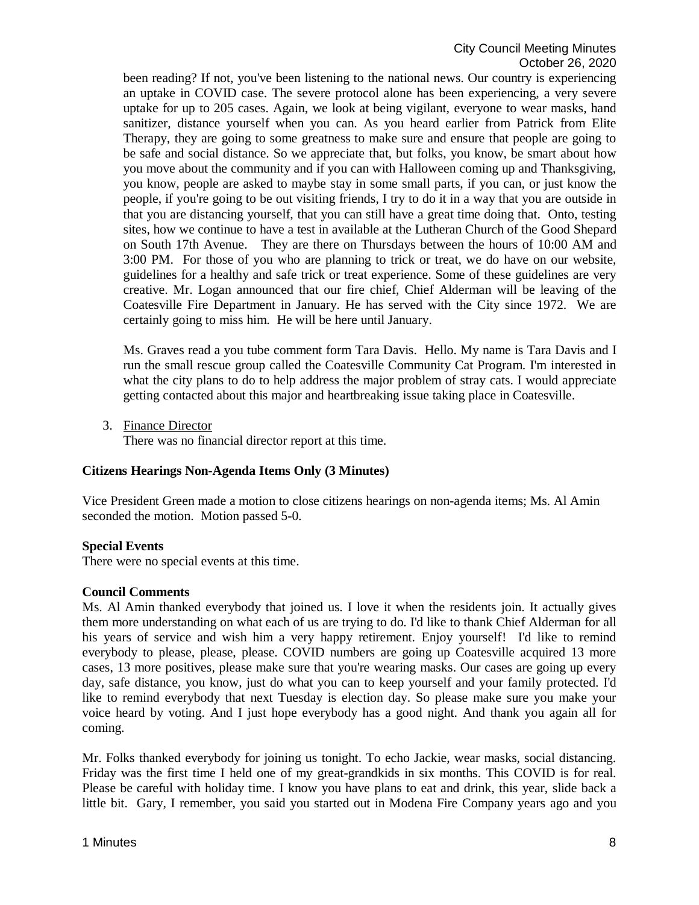been reading? If not, you've been listening to the national news. Our country is experiencing an uptake in COVID case. The severe protocol alone has been experiencing, a very severe uptake for up to 205 cases. Again, we look at being vigilant, everyone to wear masks, hand sanitizer, distance yourself when you can. As you heard earlier from Patrick from Elite Therapy, they are going to some greatness to make sure and ensure that people are going to be safe and social distance. So we appreciate that, but folks, you know, be smart about how you move about the community and if you can with Halloween coming up and Thanksgiving, you know, people are asked to maybe stay in some small parts, if you can, or just know the people, if you're going to be out visiting friends, I try to do it in a way that you are outside in that you are distancing yourself, that you can still have a great time doing that. Onto, testing sites, how we continue to have a test in available at the Lutheran Church of the Good Shepard on South 17th Avenue. They are there on Thursdays between the hours of 10:00 AM and 3:00 PM. For those of you who are planning to trick or treat, we do have on our website, guidelines for a healthy and safe trick or treat experience. Some of these guidelines are very creative. Mr. Logan announced that our fire chief, Chief Alderman will be leaving of the Coatesville Fire Department in January. He has served with the City since 1972. We are certainly going to miss him. He will be here until January.

Ms. Graves read a you tube comment form Tara Davis. Hello. My name is Tara Davis and I run the small rescue group called the Coatesville Community Cat Program. I'm interested in what the city plans to do to help address the major problem of stray cats. I would appreciate getting contacted about this major and heartbreaking issue taking place in Coatesville.

3. Finance Director

   There was no financial director report at this time.

**Citizens Hearings Non-Agenda Items Only (3 Minutes)**

Vice President Green made a motion to close citizens hearings on non-agenda items; Ms. Al Amin seconded the motion. Motion passed 5-0.

**Special Events**

There were no special events at this time.

**Council Comments**

Ms. Al Amin thanked everybody that joined us. I love it when the residents join. It actually gives them more understanding on what each of us are trying to do. I'd like to thank Chief Alderman for all his years of service and wish him a very happy retirement. Enjoy yourself! I'd like to remind everybody to please, please, please. COVID numbers are going up Coatesville acquired 13 more cases, 13 more positives, please make sure that you're wearing masks. Our cases are going up every day, safe distance, you know, just do what you can to keep yourself and your family protected. I'd like to remind everybody that next Tuesday is election day. So please make sure you make your voice heard by voting. And I just hope everybody has a good night. And thank you again all for coming.

Mr. Folks thanked everybody for joining us tonight. To echo Jackie, wear masks, social distancing. Friday was the first time I held one of my great-grandkids in six months. This COVID is for real. Please be careful with holiday time. I know you have plans to eat and drink, this year, slide back a little bit. Gary, I remember, you said you started out in Modena Fire Company years ago and you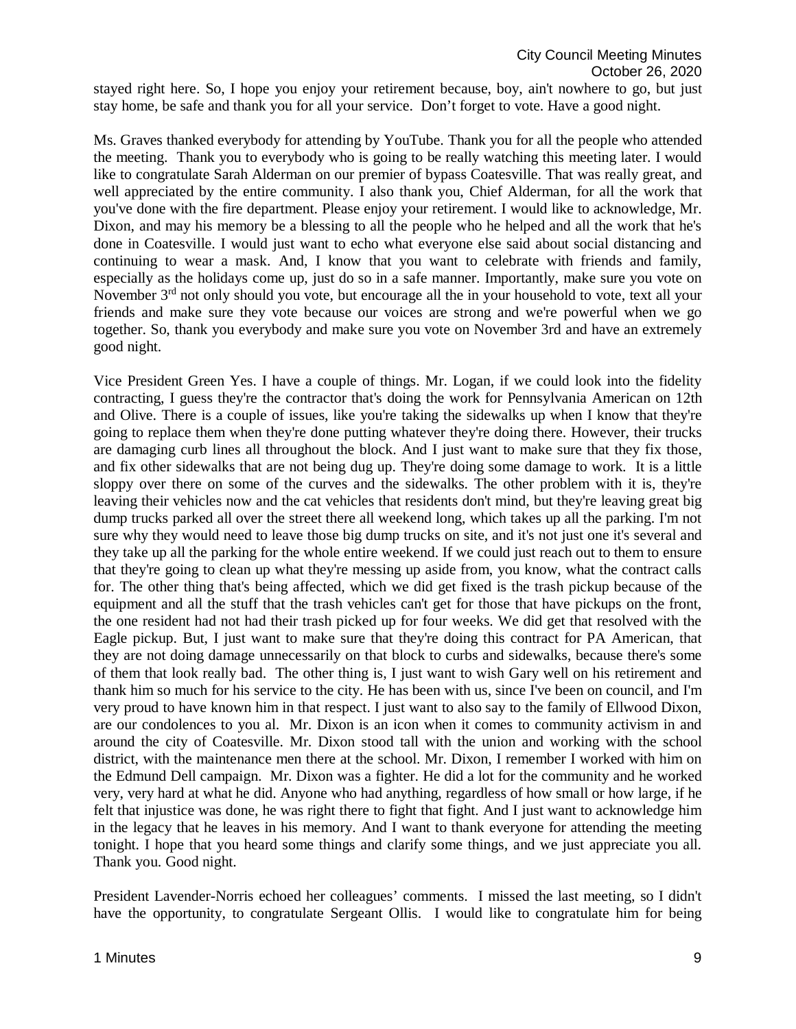stayed right here. So, I hope you enjoy your retirement because, boy, ain't nowhere to go, but just stay home, be safe and thank you for all your service. Don't forget to vote. Have a good night.

Ms. Graves thanked everybody for attending by YouTube. Thank you for all the people who attended the meeting. Thank you to everybody who is going to be really watching this meeting later. I would like to congratulate Sarah Alderman on our premier of bypass Coatesville. That was really great, and well appreciated by the entire community. I also thank you, Chief Alderman, for all the work that you've done with the fire department. Please enjoy your retirement. I would like to acknowledge, Mr. Dixon, and may his memory be a blessing to all the people who he helped and all the work that he's done in Coatesville. I would just want to echo what everyone else said about social distancing and continuing to wear a mask. And, I know that you want to celebrate with friends and family, especially as the holidays come up, just do so in a safe manner. Importantly, make sure you vote on November 3rd not only should you vote, but encourage all the in your household to vote, text all your friends and make sure they vote because our voices are strong and we're powerful when we go together. So, thank you everybody and make sure you vote on November 3rd and have an extremely good night.

Vice President Green Yes. I have a couple of things. Mr. Logan, if we could look into the fidelity contracting, I guess they're the contractor that's doing the work for Pennsylvania American on 12th and Olive. There is a couple of issues, like you're taking the sidewalks up when I know that they're going to replace them when they're done putting whatever they're doing there. However, their trucks are damaging curb lines all throughout the block. And I just want to make sure that they fix those, and fix other sidewalks that are not being dug up. They're doing some damage to work. It is a little sloppy over there on some of the curves and the sidewalks. The other problem with it is, they're leaving their vehicles now and the cat vehicles that residents don't mind, but they're leaving great big dump trucks parked all over the street there all weekend long, which takes up all the parking. I'm not sure why they would need to leave those big dump trucks on site, and it's not just one it's several and they take up all the parking for the whole entire weekend. If we could just reach out to them to ensure that they're going to clean up what they're messing up aside from, you know, what the contract calls for. The other thing that's being affected, which we did get fixed is the trash pickup because of the equipment and all the stuff that the trash vehicles can't get for those that have pickups on the front, the one resident had not had their trash picked up for four weeks. We did get that resolved with the Eagle pickup. But, I just want to make sure that they're doing this contract for PA American, that they are not doing damage unnecessarily on that block to curbs and sidewalks, because there's some of them that look really bad. The other thing is, I just want to wish Gary well on his retirement and thank him so much for his service to the city. He has been with us, since I've been on council, and I'm very proud to have known him in that respect. I just want to also say to the family of Ellwood Dixon, are our condolences to you al. Mr. Dixon is an icon when it comes to community activism in and around the city of Coatesville. Mr. Dixon stood tall with the union and working with the school district, with the maintenance men there at the school. Mr. Dixon, I remember I worked with him on the Edmund Dell campaign. Mr. Dixon was a fighter. He did a lot for the community and he worked very, very hard at what he did. Anyone who had anything, regardless of how small or how large, if he felt that injustice was done, he was right there to fight that fight. And I just want to acknowledge him in the legacy that he leaves in his memory. And I want to thank everyone for attending the meeting tonight. I hope that you heard some things and clarify some things, and we just appreciate you all. Thank you. Good night.

President Lavender-Norris echoed her colleagues' comments. I missed the last meeting, so I didn't have the opportunity, to congratulate Sergeant Ollis. I would like to congratulate him for being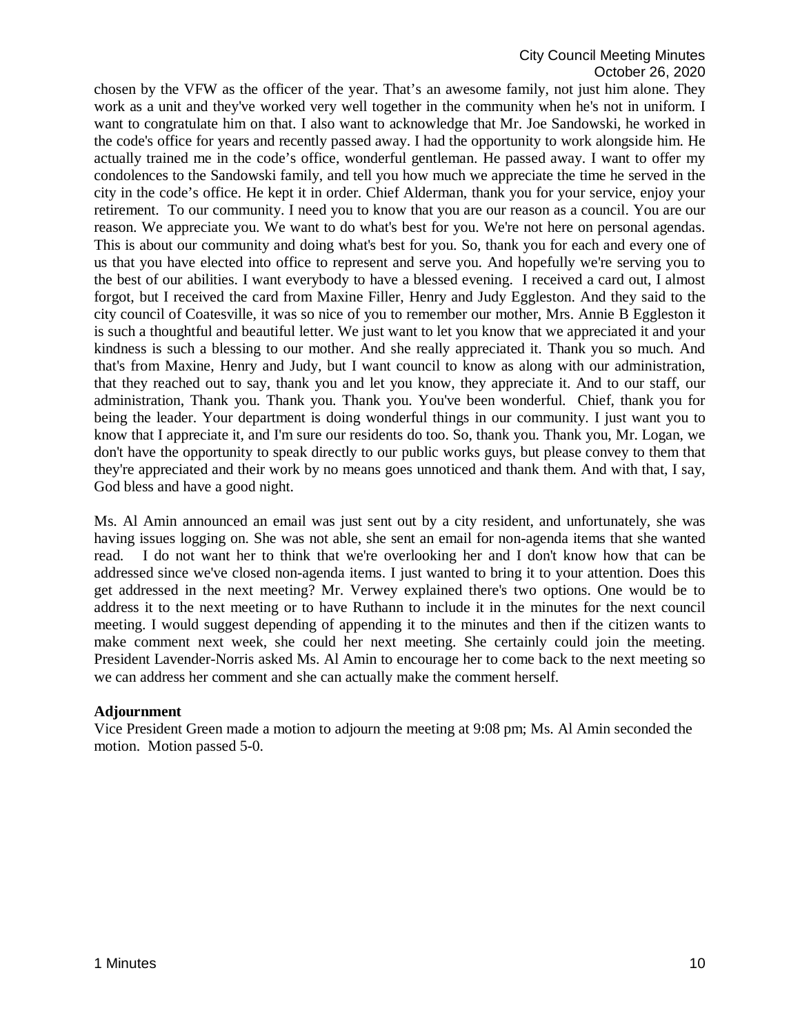chosen by the VFW as the officer of the year. That's an awesome family, not just him alone. They work as a unit and they've worked very well together in the community when he's not in uniform. I want to congratulate him on that. I also want to acknowledge that Mr. Joe Sandowski, he worked in the code's office for years and recently passed away. I had the opportunity to work alongside him. He actually trained me in the code's office, wonderful gentleman. He passed away. I want to offer my condolences to the Sandowski family, and tell you how much we appreciate the time he served in the city in the code's office. He kept it in order. Chief Alderman, thank you for your service, enjoy your retirement. To our community. I need you to know that you are our reason as a council. You are our reason. We appreciate you. We want to do what's best for you. We're not here on personal agendas. This is about our community and doing what's best for you. So, thank you for each and every one of us that you have elected into office to represent and serve you. And hopefully we're serving you to the best of our abilities. I want everybody to have a blessed evening. I received a card out, I almost forgot, but I received the card from Maxine Filler, Henry and Judy Eggleston. And they said to the city council of Coatesville, it was so nice of you to remember our mother, Mrs. Annie B Eggleston it is such a thoughtful and beautiful letter. We just want to let you know that we appreciated it and your kindness is such a blessing to our mother. And she really appreciated it. Thank you so much. And that's from Maxine, Henry and Judy, but I want council to know as along with our administration, that they reached out to say, thank you and let you know, they appreciate it. And to our staff, our administration, Thank you. Thank you. Thank you. You've been wonderful. Chief, thank you for being the leader. Your department is doing wonderful things in our community. I just want you to know that I appreciate it, and I'm sure our residents do too. So, thank you. Thank you, Mr. Logan, we don't have the opportunity to speak directly to our public works guys, but please convey to them that they're appreciated and their work by no means goes unnoticed and thank them. And with that, I say, God bless and have a good night.

Ms. Al Amin announced an email was just sent out by a city resident, and unfortunately, she was having issues logging on. She was not able, she sent an email for non-agenda items that she wanted read. I do not want her to think that we're overlooking her and I don't know how that can be addressed since we've closed non-agenda items. I just wanted to bring it to your attention. Does this get addressed in the next meeting? Mr. Verwey explained there's two options. One would be to address it to the next meeting or to have Ruthann to include it in the minutes for the next council meeting. I would suggest depending of appending it to the minutes and then if the citizen wants to make comment next week, she could her next meeting. She certainly could join the meeting. President Lavender-Norris asked Ms. Al Amin to encourage her to come back to the next meeting so we can address her comment and she can actually make the comment herself.

**Adjournment**

Vice President Green made a motion to adjourn the meeting at 9:08 pm; Ms. Al Amin seconded the motion. Motion passed 5-0.